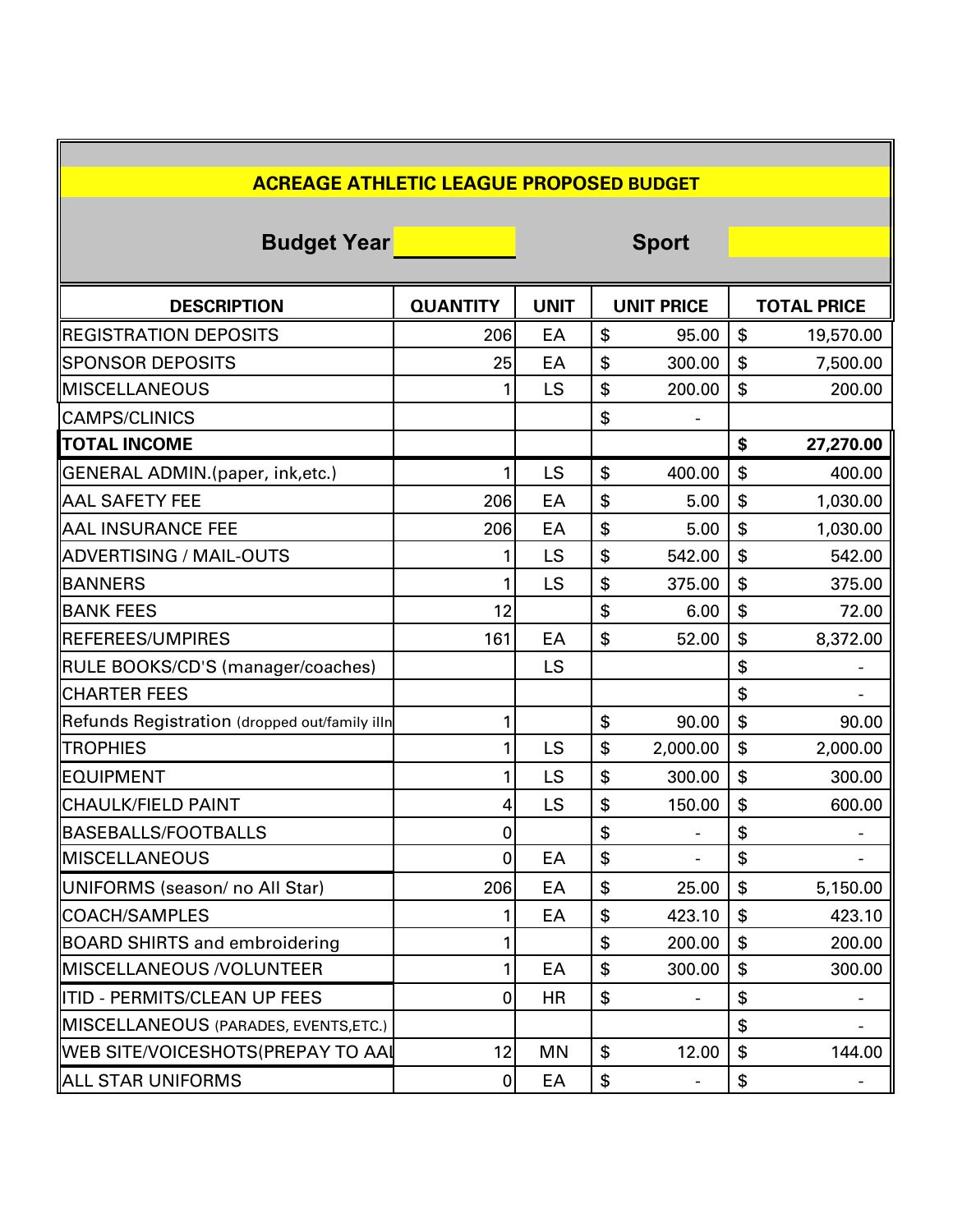## ACREAGE ATHLETIC LEAGUE PROPOSED BUDGET

**Budget Year** ____________ **Sport** ____________

| DESCRIPTION | QUANTITY | UNIT | UNIT PRICE | TOTAL PRICE |
|---|---|---|---|---|
| REGISTRATION DEPOSITS | 206 | EA | $ 95.00 | $ 19,570.00 |
| SPONSOR DEPOSITS | 25 | EA | $ 300.00 | $ 7,500.00 |
| MISCELLANEOUS | 1 | LS | $ 200.00 | $ 200.00 |
| CAMPS/CLINICS | | | $ - | |
| **TOTAL INCOME** | | | | **$ 27,270.00** |
| GENERAL ADMIN.(paper, ink,etc.) | 1 | LS | $ 400.00 | $ 400.00 |
| AAL SAFETY FEE | 206 | EA | $ 5.00 | $ 1,030.00 |
| AAL INSURANCE FEE | 206 | EA | $ 5.00 | $ 1,030.00 |
| ADVERTISING / MAIL-OUTS | 1 | LS | $ 542.00 | $ 542.00 |
| BANNERS | 1 | LS | $ 375.00 | $ 375.00 |
| BANK FEES | 12 | | $ 6.00 | $ 72.00 |
| REFEREES/UMPIRES | 161 | EA | $ 52.00 | $ 8,372.00 |
| RULE BOOKS/CD'S (manager/coaches) | | LS | | $ - |
| CHARTER FEES | | | | $ - |
| Refunds Registration (dropped out/family illn | 1 | | $ 90.00 | $ 90.00 |
| TROPHIES | 1 | LS | $ 2,000.00 | $ 2,000.00 |
| EQUIPMENT | 1 | LS | $ 300.00 | $ 300.00 |
| CHAULK/FIELD PAINT | 4 | LS | $ 150.00 | $ 600.00 |
| BASEBALLS/FOOTBALLS | 0 | | $ - | $ - |
| MISCELLANEOUS | 0 | EA | $ - | $ - |
| UNIFORMS (season/ no All Star) | 206 | EA | $ 25.00 | $ 5,150.00 |
| COACH/SAMPLES | 1 | EA | $ 423.10 | $ 423.10 |
| BOARD SHIRTS and embroidering | 1 | | $ 200.00 | $ 200.00 |
| MISCELLANEOUS /VOLUNTEER | 1 | EA | $ 300.00 | $ 300.00 |
| ITID - PERMITS/CLEAN UP FEES | 0 | HR | $ - | $ - |
| MISCELLANEOUS (PARADES, EVENTS,ETC.) | | | | $ - |
| WEB SITE/VOICESHOTS(PREPAY TO AAL | 12 | MN | $ 12.00 | $ 144.00 |
| ALL STAR UNIFORMS | 0 | EA | $ - | $ - |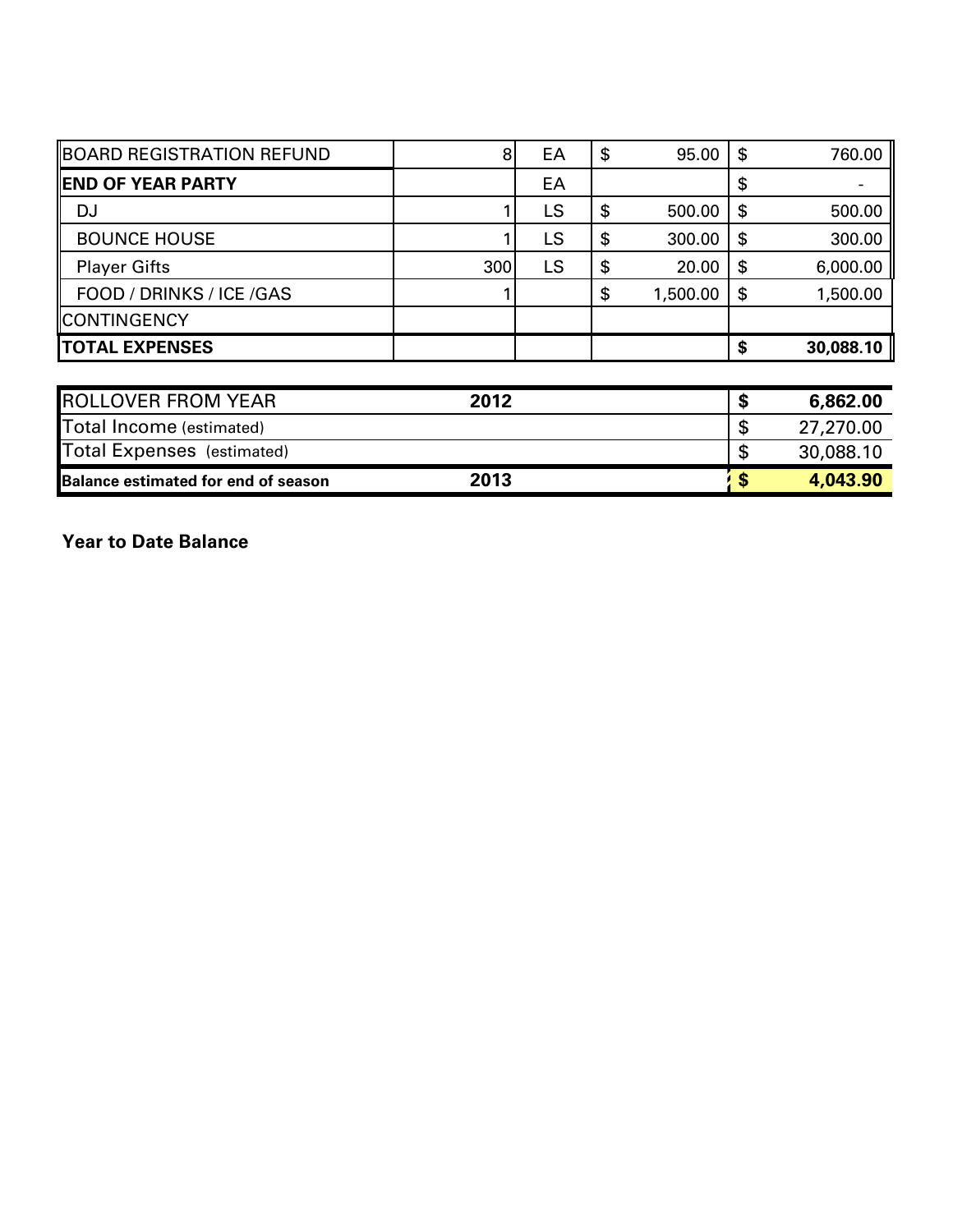| | | | | |
|---|---|---|---|---|
| BOARD REGISTRATION REFUND | 8 | EA | $ 95.00 | $ 760.00 |
| **END OF YEAR PARTY** | | EA | | $ - |
| DJ | 1 | LS | $ 500.00 | $ 500.00 |
| BOUNCE HOUSE | 1 | LS | $ 300.00 | $ 300.00 |
| Player Gifts | 300 | LS | $ 20.00 | $ 6,000.00 |
| FOOD / DRINKS / ICE /GAS | 1 | | $ 1,500.00 | $ 1,500.00 |
| CONTINGENCY | | | | |
| **TOTAL EXPENSES** | | | | **$ 30,088.10** |

| | | |
|---|---|---|
| ROLLOVER FROM YEAR | **2012** | **$ 6,862.00** |
| Total Income (estimated) | | $ 27,270.00 |
| Total Expenses (estimated) | | $ 30,088.10 |
| **Balance estimated for end of season** | **2013** | **$ 4,043.90** |

**Year to Date Balance**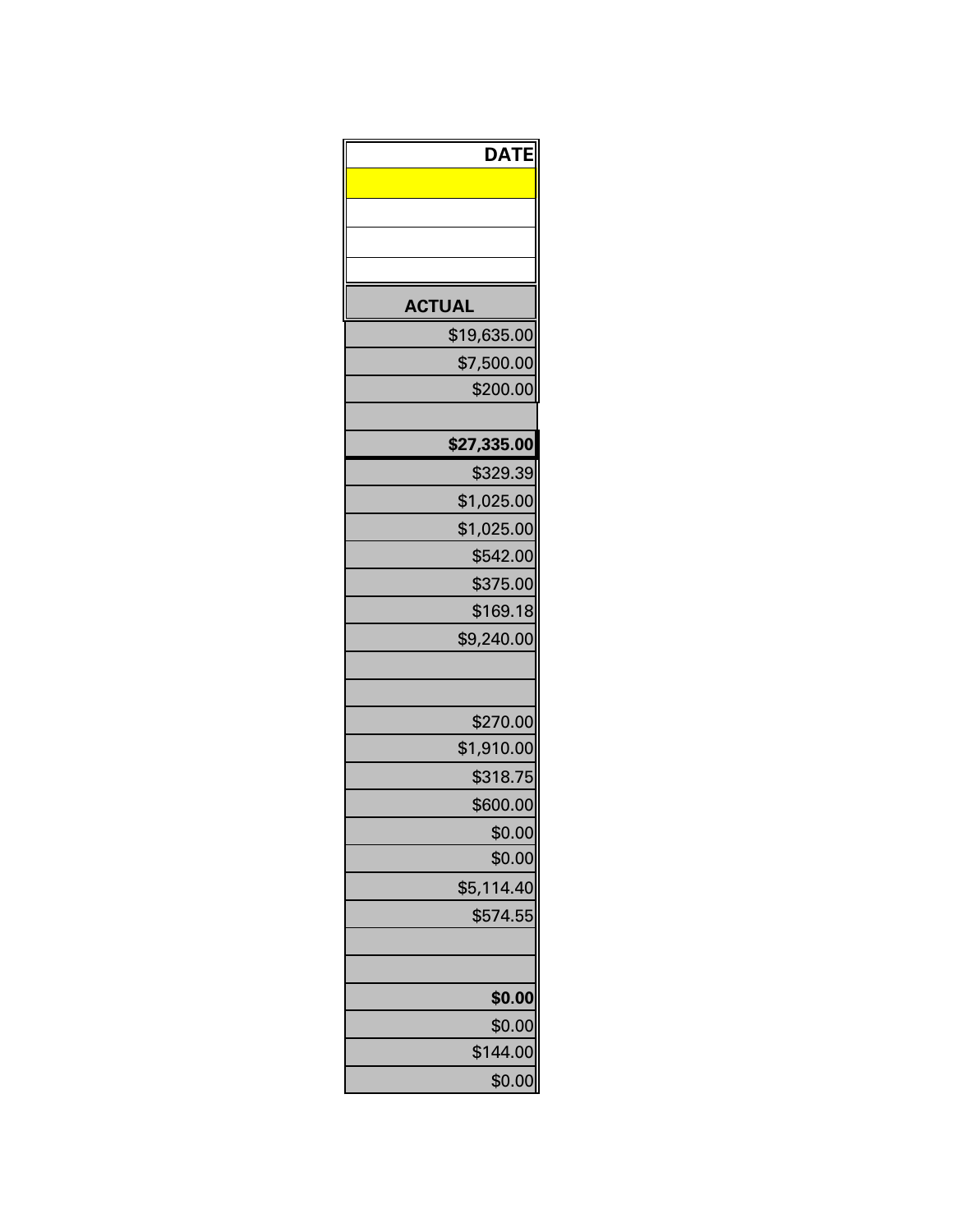| DATE |
| --- |
| |
| |
| |
| |
| **ACTUAL** |
| $19,635.00 |
| $7,500.00 |
| $200.00 |
| |
| **$27,335.00** |
| $329.39 |
| $1,025.00 |
| $1,025.00 |
| $542.00 |
| $375.00 |
| $169.18 |
| $9,240.00 |
| |
| |
| $270.00 |
| $1,910.00 |
| $318.75 |
| $600.00 |
| $0.00 |
| $0.00 |
| $5,114.40 |
| $574.55 |
| |
| |
| **$0.00** |
| $0.00 |
| $144.00 |
| $0.00 |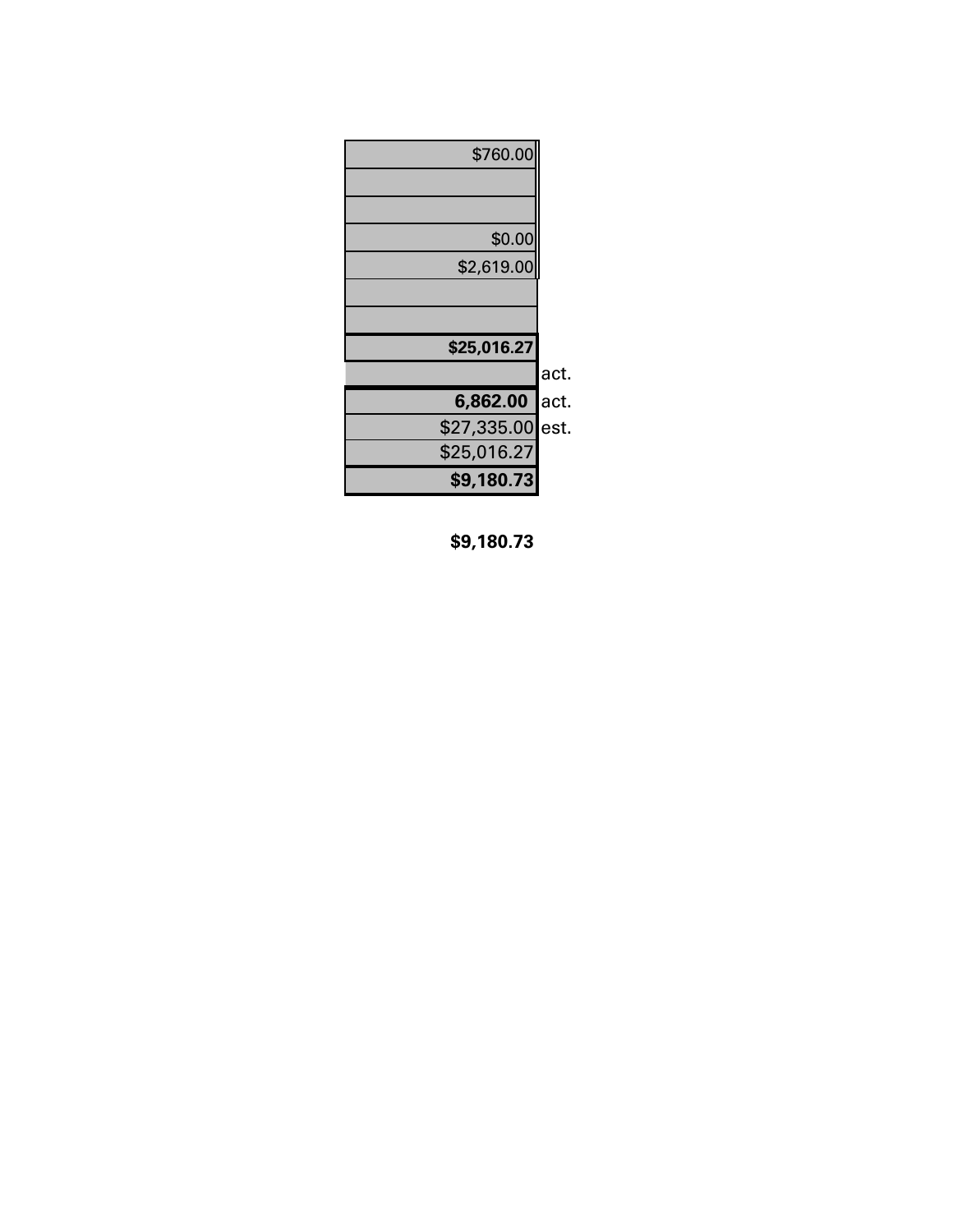| | |
|---|---|
| $760.00 | |
| | |
| | |
| $0.00 | |
| $2,619.00 | |
| | |
| | |
| **$25,016.27** | |
| | act. |
| **6,862.00** | act. |
| $27,335.00 | est. |
| $25,016.27 | |
| **$9,180.73** | |

**$9,180.73**